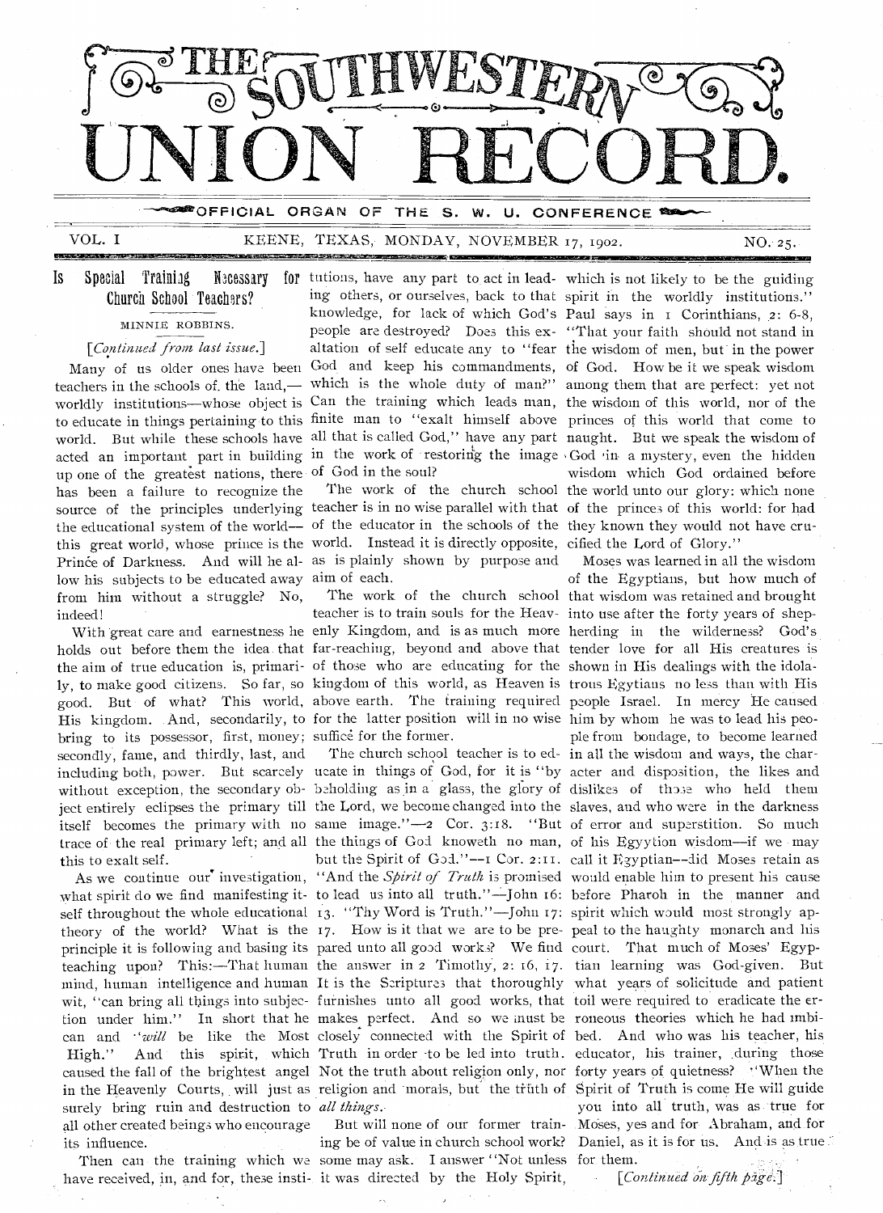# THE SOUTHWESTERN UNION RECORD.

OFFICIAL ORGAN OF THE S. W. U. CONFERENCE

VOL. I KEENE, TEXAS, MONDAY, NOVEMBER 17, 1902. NO. 25.

## Is Special Training Necessary for Church School Teachers?

MINNIE ROBBINS.

[*Continued from last issue.*]

Many of us older ones have been teachers in the schools of the land,—worldly institutions—whose object is to educate in things pertaining to this world. But while these schools have acted an important part in building up one of the greatest nations, there has been a failure to recognize the source of the principles underlying the educational system of the world—this great world, whose prince is the Prince of Darkness. And will he allow his subjects to be educated away from him without a struggle? No, indeed!

With great care and earnestness he holds out before them the idea that the aim of true education is, primarily, to make good citizens. So far, so good. But of what? This world, His kingdom. And, secondarily, to bring to its possessor, first, money; secondly, fame, and thirdly, last, and including both, power. But scarcely without exception, the secondary object entirely eclipses the primary till itself becomes the primary with no trace of the real primary left; and all this to exalt self.

As we continue our investigation, what spirit do we find manifesting itself throughout the whole educational theory of the world? What is the principle it is following and basing its teaching upon? This:—That human mind, human intelligence and human wit, "can bring all things into subjection under him." In short that he can and "*will* be like the Most High." And this spirit, which caused the fall of the brightest angel in the Heavenly Courts, will just as surely bring ruin and destruction to all other created beings who encourage its influence.

Then can the training which we have received, in, and for, these institutions, have any part to act in leading others, or ourselves, back to that knowledge, for lack of which God's people are destroyed? Does this exaltation of self educate any to "fear God and keep his commandments, which is the whole duty of man?" Can the training which leads man, finite man to "exalt himself above all that is called God," have any part in the work of restoring the image of God in the soul?

The work of the church school teacher is in no wise parallel with that of the educator in the schools of the world. Instead it is directly opposite, as is plainly shown by purpose and aim of each.

The work of the church school teacher is to train souls for the Heavenly Kingdom, and is as much more far-reaching, beyond and above that of those who are educating for the kingdom of this world, as Heaven is above earth. The training required for the latter position will in no wise suffice for the former.

The church school teacher is to educate in things of God, for it is "by beholding as in a glass, the glory of the Lord, we become changed into the same image."—2 Cor. 3:18. "But the things of God knoweth no man, but the Spirit of God."—1 Cor. 2:11. "And the *Spirit of Truth* is promised to lead us into all truth."—John 16:13. "Thy Word is Truth."—John 17:17. How is it that we are to be prepared unto all good works? We find the answer in 2 Timothy, 2: 16, 17. It is the Scriptures that thoroughly furnishes unto all good works, that makes perfect. And so we must be closely connected with the Spirit of Truth in order to be led into truth. Not the truth about religion only, nor religion and morals, but the truth of *all things*.

But will none of our former training be of value in church school work? some may ask. I answer "Not unless it was directed by the Holy Spirit, which is not likely to be the guiding spirit in the worldly institutions." Paul says in 1 Corinthians, 2: 6-8, "That your faith should not stand in the wisdom of men, but in the power of God. How be it we speak wisdom among them that are perfect: yet not the wisdom of this world, nor of the princes of this world that come to naught. But we speak the wisdom of God in a mystery, even the hidden wisdom which God ordained before the world unto our glory: which none of the princes of this world: for had they known they would not have crucified the Lord of Glory."

Moses was learned in all the wisdom of the Egyptians, but how much of that wisdom was retained and brought into use after the forty years of shepherding in the wilderness? God's tender love for all His creatures is shown in His dealings with the idolatrous Egytians no less than with His people Israel. In mercy He caused him by whom he was to lead his people from bondage, to become learned in all the wisdom and ways, the character and disposition, the likes and dislikes of those who held them slaves, and who were in the darkness of error and superstition. So much of his Egyytion wisdom—if we may call it Egyptian—did Moses retain as would enable him to present his cause before Pharoh in the manner and spirit which would most strongly appeal to the haughty monarch and his court. That much of Moses' Egyptian learning was God-given. But what years of solicitude and patient toil were required to eradicate the erroneous theories which he had imbibed. And who was his teacher, his educator, his trainer, during those forty years of quietness? "When the Spirit of Truth is come He will guide you into all truth, was as true for Moses, yes and for Abraham, and for Daniel, as it is for us. And is as true for them.

[*Continued on fifth page.*]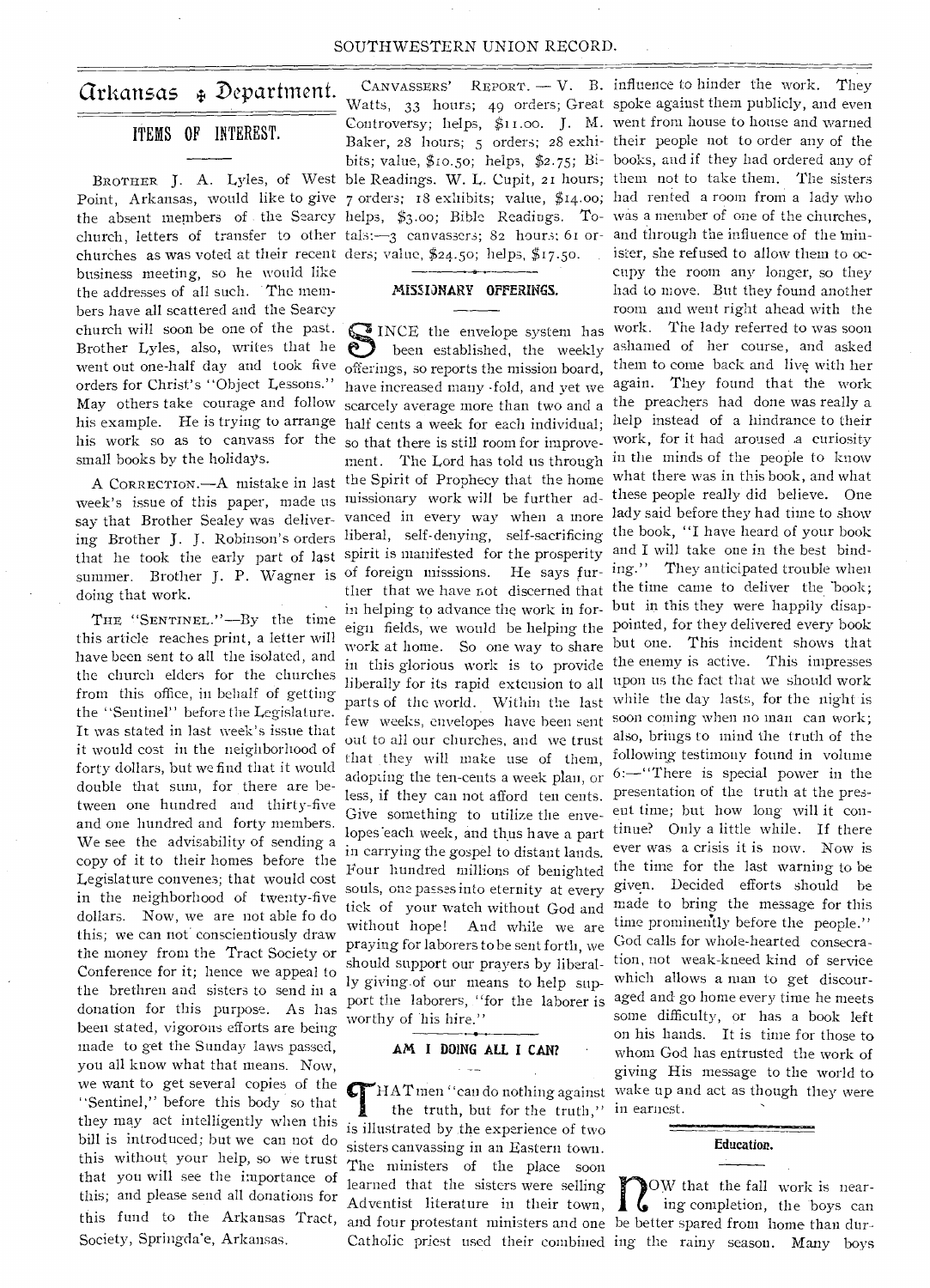# Arkansas Department.

## ITEMS OF INTEREST.

BROTHER J. A. Lyles, of West Point, Arkansas, would like to give the absent members of the Searcy church, letters of transfer to other churches as was voted at their recent business meeting, so he would like the addresses of all such. The members have all scattered and the Searcy church will soon be one of the past. Brother Lyles, also, writes that he went out one-half day and took five orders for Christ's "Object Lessons." May others take courage and follow his example. He is trying to arrange his work so as to canvass for the small books by the holidays.

A CORRECTION.—A mistake in last week's issue of this paper, made us say that Brother Sealey was delivering Brother J. J. Robinson's orders that he took the early part of last summer. Brother J. P. Wagner is doing that work.

THE "SENTINEL."—By the time this article reaches print, a letter will have been sent to all the isolated, and the church elders for the churches from this office, in behalf of getting the "Sentinel" before the Legislature. It was stated in last week's issue that it would cost in the neighborhood of forty dollars, but we find that it would double that sum, for there are between one hundred and thirty-five and one hundred and forty members. We see the advisability of sending a copy of it to their homes before the Legislature convenes; that would cost in the neighborhood of twenty-five dollars. Now, we are not able to do this; we can not conscientiously draw the money from the Tract Society or Conference for it; hence we appeal to the brethren and sisters to send in a donation for this purpose. As has been stated, vigorous efforts are being made to get the Sunday laws passed, you all know what that means. Now, we want to get several copies of the "Sentinel," before this body so that they may act intelligently when this bill is introduced; but we can not do this without your help, so we trust that you will see the importance of this; and please send all donations for this fund to the Arkansas Tract, Society, Springdale, Arkansas.

CANVASSERS' REPORT. — V. B. Watts, 33 hours; 49 orders; Great Controversy; helps, $11.00. J. M. Baker, 28 hours; 5 orders; 28 exhibits; value, $10.50; helps, $2.75; Bible Readings. W. L. Cupit, 21 hours; 7 orders; 18 exhibits; value, $14.00; helps, $3.00; Bible Readings. Totals:—3 canvassers; 82 hours; 61 orders; value, $24.50; helps, $17.50.

## MISSIONARY OFFERINGS.

SINCE the envelope system has been established, the weekly offerings, so reports the mission board, have increased many-fold, and yet we scarcely average more than two and a half cents a week for each individual; so that there is still room for improvement. The Lord has told us through the Spirit of Prophecy that the home missionary work will be further advanced in every way when a more liberal, self-denying, self-sacrificing spirit is manifested for the prosperity of foreign misssions. He says further that we have not discerned that in helping to advance the work in foreign fields, we would be helping the work at home. So one way to share in this glorious work is to provide liberally for its rapid extension to all parts of the world. Within the last few weeks, envelopes have been sent out to all our churches, and we trust that they will make use of them, adopting the ten-cents a week plan, or less, if they can not afford ten cents. Give something to utilize the envelopes each week, and thus have a part in carrying the gospel to distant lands. Four hundred millions of benighted souls, one passes into eternity at every tick of your watch without God and without hope! And while we are praying for laborers to be sent forth, we should support our prayers by liberally giving of our means to help support the laborers, "for the laborer is worthy of his hire."

## AM I DOING ALL I CAN?

THAT men "can do nothing against the truth, but for the truth," is illustrated by the experience of two sisters canvassing in an Eastern town. The ministers of the place soon learned that the sisters were selling Adventist literature in their town, and four protestant ministers and one Catholic priest used their combined influence to hinder the work. They spoke against them publicly, and even went from house to house and warned their people not to order any of the books, and if they had ordered any of them not to take them. The sisters had rented a room from a lady who was a member of one of the churches, and through the influence of the minister, she refused to allow them to occupy the room any longer, so they had to move. But they found another room and went right ahead with the work. The lady referred to was soon ashamed of her course, and asked them to come back and live with her again. They found that the work the preachers had done was really a help instead of a hindrance to their work, for it had aroused a curiosity in the minds of the people to know what there was in this book, and what these people really did believe. One lady said before they had time to show the book, "I have heard of your book and I will take one in the best binding." They anticipated trouble when the time came to deliver the book; but in this they were happily disappointed, for they delivered every book but one. This incident shows that the enemy is active. This impresses upon us the fact that we should work while the day lasts, for the night is soon coming when no man can work; also, brings to mind the truth of the following testimony found in volume 6:—"There is special power in the presentation of the truth at the present time; but how long will it continue? Only a little while. If there ever was a crisis it is now. Now is the time for the last warning to be given. Decided efforts should be made to bring the message for this time prominently before the people." God calls for whole-hearted consecration, not weak-kneed kind of service which allows a man to get discouraged and go home every time he meets some difficulty, or has a book left on his hands. It is time for those to whom God has entrusted the work of giving His message to the world to wake up and act as though they were in earnest.

## Education.

NOW that the fall work is nearing completion, the boys can be better spared from home than during the rainy season. Many boys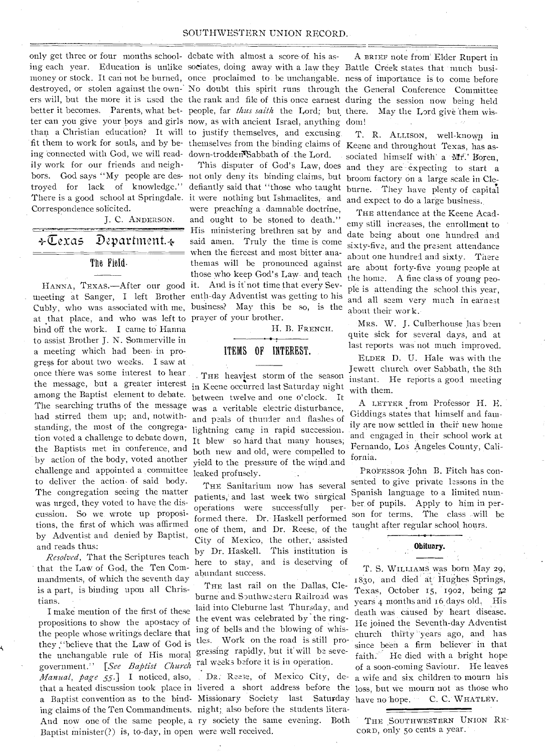only get three or four months schooling each year. Education is unlike money or stock. It can not be burned, destroyed, or stolen against the owners will, but the more it is used the better it becomes. Parents, what better can you give your boys and girls than a Christian education? It will fit them to work for souls, and by being connected with God, we will readily work for our friends and neighbors. God says "My people are destroyed for lack of knowledge." There is a good school at Springdale. Correspondence solicited.

J. C. ANDERSON.

# Texas Department.

## The Field.

HANNA, TEXAS.—After our good meeting at Sanger, I left Brother Cubly, who was associated with me, at that place, and who was left to bind off the work. I came to Hanna to assist Brother J. N. Sommerville in a meeting which had been in progress for about two weeks. I saw at once there was some interest to hear the message, but a greater interest among the Baptist element to debate. The searching truths of the message had stirred them up; and, notwithstanding, the most of the congregation voted a challenge to debate down, the Baptists met in conference, and by action of the body, voted another challenge and appointed a committee to deliver the action of said body. The congregation seeing the matter was urged, they voted to have the discussion. So we wrote up propositions, the first of which was affirmed by Adventist and denied by Baptist, and reads thus:

*Resolved*, That the Scriptures teach that the Law of God, the Ten Commandments, of which the seventh day is a part, is binding upon all Christians.

I make mention of the first of these propositions to show the apostacy of the people whose writings declare that they "believe that the Law of God is the unchangable rule of His moral government." [*See Baptist Church Manual, page 55.*] I noticed, also, that a heated discussion took place in a Baptist convention as to the binding claims of the Ten Commandments. And now one of the same people, a Baptist minister(?) is, to-day, in open debate with almost a score of his associates, doing away with a law they once proclaimed to be unchangable. No doubt this spirit runs through the rank and file of this once earnest people, far *thus saith* the Lord; but now, as with ancient Israel, anything to justify themselves, and excusing themselves from the binding claims of the down-trodden Sabbath of the Lord.

This disputer of God's Law, does not only deny its binding claims, but defiantly said that "those who taught it were nothing but Ishmaelites, and were preaching a damnable doctrine, and ought to be stoned to death." His ministering brethren sat by and said amen. Truly the time is come when the fiercest and most bitter anathemas will be pronounced against those who keep God's Law and teach it. And is it not time that every Seventh-day Adventist was getting to his business? May this be so, is the prayer of your brother.

H. B. FRENCH.

## ITEMS OF INTEREST.

THE heaviest storm of the season in Keene occurred last Saturday night between twelve and one o'clock. It was a veritable electric disturbance, and peals of thunder and flashes of lightning came in rapid succession. It blew so hard that many houses, both new and old, were compelled to yield to the pressure of the wind and leaked profusely.

THE Sanitarium now has several patients, and last week two surgical operations were successfully performed there. Dr. Haskell performed one of them, and Dr. Reese, of the City of Mexico, the other, assisted by Dr. Haskell. This institution is here to stay, and is deserving of abundant success.

THE last rail on the Dallas, Cleburne and Southwestern Railroad was laid into Cleburne last Thursday, and the event was celebrated by the ringing of bells and the blowing of whistles. Work on the road is still progressing rapidly, but it will be several weeks before it is in operation.

DR. Reese, of Mexico City, delivered a short address before the Missionary Society last Saturday night; also before the students literary society the same evening. Both were well received.

A BRIEF note from Elder Rupert in Battle Creek states that much business of importance is to come before the General Conference Committee during the session now being held there. May the Lord give them wisdom!

T. R. ALLISON, well-known in Keene and throughout Texas, has associated himself with a Mr. Boren, and they are expecting to start a broom factory on a large scale in Cleburne. They have plenty of capital and expect to do a large business.

THE attendance at the Keene Academy still increases, the enrollment to date being about one hundred and sixty-five, and the present attendance about one hundred and sixty. There are about forty-five young people at the home. A fine class of young people is attending the school this year, and all seem very much in earnest about their work.

MRS. W. J. Culberhouse has been quite sick for several days, and at last reports was not much improved.

ELDER D. U. Hale was with the Jewett church over Sabbath, the 8th instant. He reports a good meeting with them.

A LETTER from Professor H. E. Giddings states that himself and family are now settled in their new home and engaged in their school work at Fernando, Los Angeles County, California.

PROFESSOR John B. Fitch has consented to give private lessons in the Spanish language to a limited number of pupils. Apply to him in person for terms. The class will be taught after regular school hours.

## Obituary.

T. S. WILLIAMS was born May 29, 1830, and died at Hughes Springs, Texas, October 15, 1902, being 72 years 4 months and 16 days old. His death was caused by heart disease. He joined the Seventh-day Adventist church thirty years ago, and has since been a firm believer in that faith. He died with a bright hope of a soon-coming Saviour. He leaves a wife and six children to mourn his loss, but we mourn not as those who have no hope. C. C. WHATLEY.

THE SOUTHWESTERN UNION RECORD, only 50 cents a year.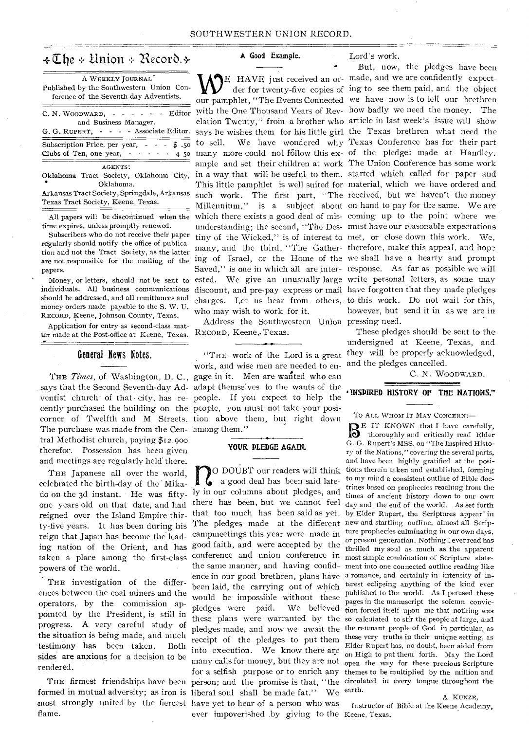# The Union Record.

A WEEKLY JOURNAL

Published by the Southwestern Union Conference of the Seventh-day Adventists.

C. N. WOODWARD, - - - - - - Editor and Business Manager.

G. G. RUPERT, - - - - Associate Editor.

Subscription Price, per year, - - - $ .50

Clubs of Ten, one year, - - - - - 4 50

AGENTS:

Oklahoma Tract Society, Oklahoma City, Oklahoma.

Arkansas Tract Society, Springdale, Arkansas

Texas Tract Society, Keene, Texas.

All papers will be discontinued when the time expires, unless promptly renewed.

Subscribers who do not receive their paper regularly should notify the office of publication and not the Tract Society, as the latter are not responsible for the mailing of the papers.

Money, or letters, should not be sent to individuals. All business communications should be addressed, and all remittances and money orders made payable to the S. W. U. RECORD, Keene, Johnson County, Texas.

Application for entry as second-class matter made at the Post-office at Keene, Texas.

## General News Notes.

THE *Times*, of Washington, D. C., says that the Second Seventh-day Adventist church of that city, has recently purchased the building on the corner of Twelfth and M Streets. The purchase was made from the Central Methodist church, paying $12,900 therefor. Possession has been given and meetings are regularly held there.

THE Japanese all over the world, celebrated the birth-day of the Mikado on the 3d instant. He was fifty-one years old on that date, and had reigned over the Island Empire thirty-five years. It has been during his reign that Japan has become the leading nation of the Orient, and has taken a place among the first-class powers of the world.

THE investigation of the differences between the coal miners and the operators, by the commission appointed by the President, is still in progress. A very careful study of the situation is being made, and much testimony has been taken. Both sides are anxious for a decision to be rendered.

THE firmest friendships have been formed in mutual adversity; as iron is most strongly united by the fiercest flame.

## A Good Example.

WE HAVE just received an order for twenty-five copies of our pamphlet, "The Events Connected with the One Thousand Years of Revelation Twenty," from a brother who says he wishes them for his little girl to sell. We have wondered why many more could not follow this example and set their children at work in a way that will be useful to them. This little pamphlet is well suited for such work. The first part, "The Millennium," is a subject about which there exists a good deal of misunderstanding; the second, "The Destiny of the Wicked," is of interest to many, and the third, "The Gathering of Israel, or the Home of the Saved," is one in which all are interested. We give an unusually large discount, and pre-pay express or mail charges. Let us hear from others, who may wish to work for it.

Address the Southwestern Union RECORD, Keene, Texas.

"THE work of the Lord is a great work, and wise men are needed to engage in it. Men are wanted who can adapt themselves to the wants of the people. If you expect to help the people, you must not take your position above them, but right down among them."

## YOUR PLEDGE AGAIN.

NO DOUBT our readers will think a good deal has been said lately in our columns about pledges, and there has been, but we cannot feel that too much has been said as yet. The pledges made at the different campmeetings this year were made in good faith, and were accepted by the conference and union conference in the same manner, and having confidence in our good brethren, plans have been laid, the carrying out of which would be impossible without these pledges were paid. We believed these plans were warranted by the pledges made, and now we await the receipt of the pledges to put them into execution. We know there are many calls for money, but they are not for a selfish purpose or to enrich any person; and the promise is that, "the liberal soul shall be made fat." We have yet to hear of a person who was ever impoverished by giving to the Lord's work.

But, now, the pledges have been made, and we are confidently expecting to see them paid, and the object we have now is to tell our brethren how badly we need the money. The article in last week's issue will show the Texas brethren what need the Texas Conference has for their part of the pledges made at Handley. The Union Conference has some work started which called for paper and material, which we have ordered and received, but we haven't the money on hand to pay for the same. We are coming up to the point where we must have our reasonable expectations met, or close down this work. We, therefore, make this appeal, and hope we shall have a hearty and prompt response. As far as possible we will write personal letters, as some may have forgotten that they made pledges to this work. Do not wait for this, however, but send it in as we are in pressing need.

These pledges should be sent to the undersigned at Keene, Texas, and they will be properly acknowledged, and the pledges cancelled.

C. N. WOODWARD.

## "INSPIRED HISTORY OF THE NATIONS."

TO ALL WHOM IT MAY CONCERN:—

BE IT KNOWN that I have carefully, thoroughly and critically read Elder G. G. Rupert's MSS. on "The Inspired History of the Nations," covering the several parts, and have been highly gratified at the positions therein taken and established, forming to my mind a consistent outline of Bible doctrines based on prophecies reaching from the times of ancient history down to our own day and the end of the world. As set forth by Elder Rupert, the Scriptures appear in new and startling outline, almost all Scripture prophecies culminating in our own days, or present generation. Nothing I ever read has thrilled my soul as much as the apparent most simple combination of Scripture statement into one connected outline reading like a romance, and certainly in intensity of interest eclipsing anything of the kind ever published to the world. As I perused these pages in the manuscript the solemn conviction forced itself upon me that nothing was so calculated to stir the people at large, and the remnant people of God in particular, as these very truths in their unique setting, as Elder Rupert has, no doubt, been aided from on High to put them forth. May the Lord open the way for these precious Scripture themes to be multiplied by the million and circulated in every tongue throughout the earth.

A. KUNZE,

Instructor of Bible at the Keene Academy, Keene, Texas.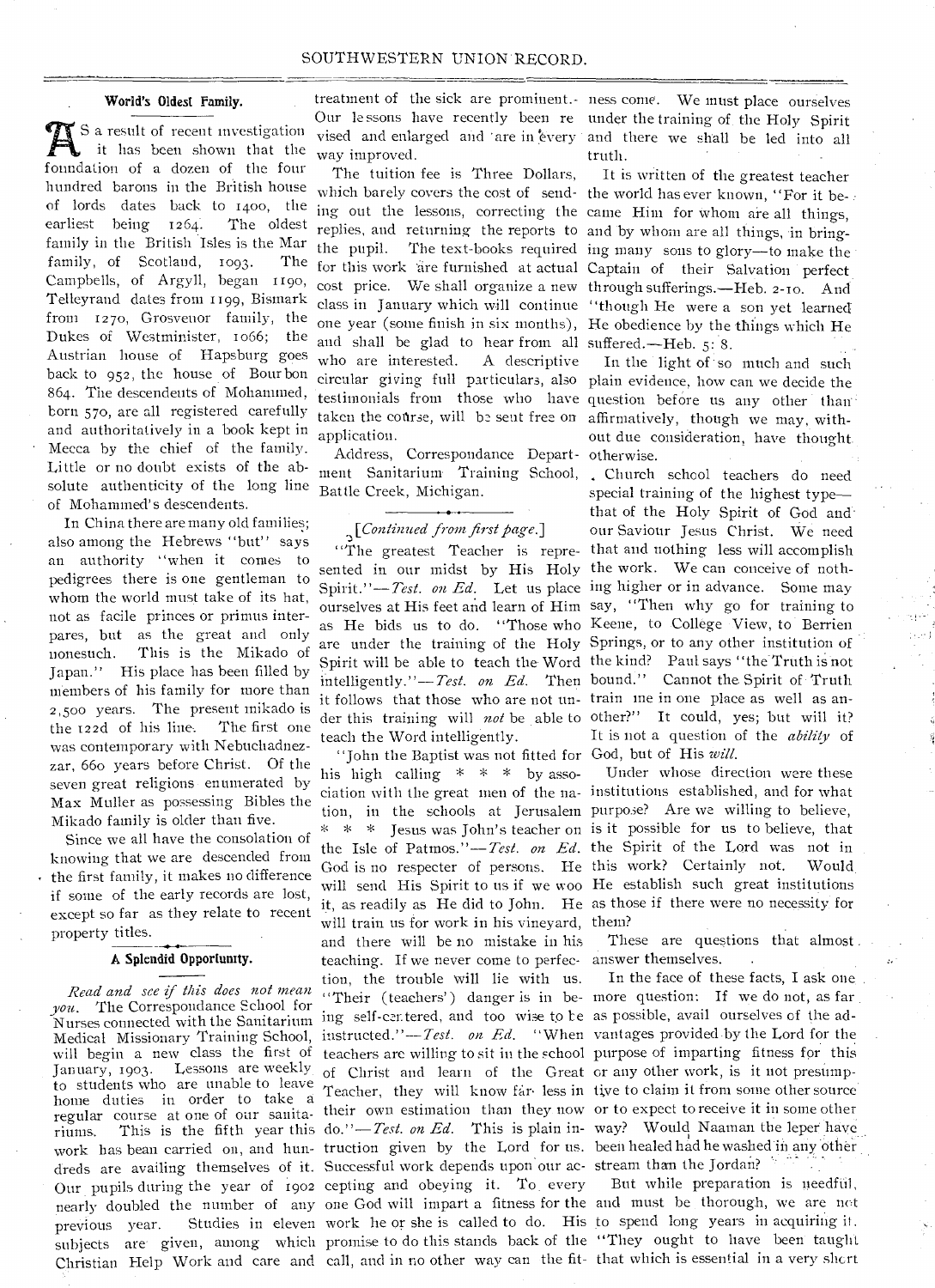### World's Oldest Family.

As a result of recent investigation it has been shown that the foundation of a dozen of the four hundred barons in the British house of lords dates back to 1400, the earliest being 1264. The oldest family in the British Isles is the Mar family, of Scotland, 1093. The Campbells, of Argyll, began 1190, Telleyrand dates from 1199, Bismark from 1270, Grosvenor family, the Dukes of Westminister, 1066; the Austrian house of Hapsburg goes back to 952, the house of Bourbon 864. The descendents of Mohammed, born 570, are all registered carefully and authoritatively in a book kept in Mecca by the chief of the family. Little or no doubt exists of the absolute authenticity of the long line of Mohammed's descendents.

In China there are many old families; also among the Hebrews "but" says an authority "when it comes to pedigrees there is one gentleman to whom the world must take of its hat, not as facile princes or primus interpares, but as the great and only nonesuch. This is the Mikado of Japan." His place has been filled by members of his family for more than 2,500 years. The present mikado is the 122d of his line. The first one was contemporary with Nebuchadnezzar, 660 years before Christ. Of the seven great religions enumerated by Max Muller as possessing Bibles the Mikado family is older than five.

Since we all have the consolation of knowing that we are descended from the first family, it makes no difference if some of the early records are lost, except so far as they relate to recent property titles.

### A Splendid Opportunity.

*Read and see if this does not mean you.* The Correspondance School for Nurses connected with the Sanitarium Medical Missionary Training School, will begin a new class the first of January, 1903. Lessons are weekly to students who are unable to leave home duties in order to take a regular course at one of our sanitariums. This is the fifth year this work has bean carried on, and hundreds are availing themselves of it. Our pupils during the year of 1902 nearly doubled the number of any previous year. Studies in eleven subjects are given, among which Christian Help Work and care and treatment of the sick are prominent. Our lessons have recently been revised and enlarged and are in every way improved.

The tuition fee is Three Dollars, which barely covers the cost of sending out the lessons, correcting the replies, and returning the reports to the pupil. The text-books required for this work are furnished at actual cost price. We shall organize a new class in January which will continue one year (some finish in six months), and shall be glad to hear from all who are interested. A descriptive circular giving full particulars, also testimonials from those who have taken the course, will be sent free on application.

Address, Correspondance Department Sanitarium Training School, Battle Creek, Michigan.

[*Continued from first page.*]

"The greatest Teacher is represented in our midst by His Holy Spirit."—*Test. on Ed.* Let us place ourselves at His feet and learn of Him as He bids us to do. "Those who are under the training of the Holy Spirit will be able to teach the Word intelligently."—*Test. on Ed.* Then it follows that those who are not under this training will *not* be able to teach the Word intelligently.

"John the Baptist was not fitted for his high calling * * * by association with the great men of the nation, in the schools at Jerusalem * * * Jesus was John's teacher on the Isle of Patmos."—*Test. on Ed.* God is no respecter of persons. He will send His Spirit to us if we woo it, as readily as He did to John. He will train us for work in his vineyard, and there will be no mistake in his teaching. If we never come to perfection, the trouble will lie with us. "Their (teachers') danger is in being self-centered, and too wise to be instructed."—*Test. on Ed.* "When teachers are willing to sit in the school of Christ and learn of the Great Teacher, they will know far less in their own estimation than they now do."—*Test. on Ed.* This is plain instruction given by the Lord for us. Successful work depends upon our accepting and obeying it. To every one God will impart a fitness for the work he or she is called to do. His promise to do this stands back of the call, and in no other way can the fitness come. We must place ourselves under the training of the Holy Spirit and there we shall be led into all truth.

It is written of the greatest teacher the world has ever known, "For it became Him for whom are all things, and by whom are all things, in bringing many sons to glory—to make the Captain of their Salvation perfect through sufferings.—Heb. 2-10. And "though He were a son yet learned He obedience by the things which He suffered.—Heb. 5: 8.

In the light of so much and such plain evidence, how can we decide the question before us any other than affirmatively, though we may, without due consideration, have thought otherwise.

Church school teachers do need special training of the highest type—that of the Holy Spirit of God and our Saviour Jesus Christ. We need that and nothing less will accomplish the work. We can conceive of nothing higher or in advance. Some may say, "Then why go for training to Keene, to College View, to Berrien Springs, or to any other institution of the kind? Paul says "the Truth is not bound." Cannot the Spirit of Truth train me in one place as well as another?" It could, yes; but will it? It is not a question of the *ability* of God, but of His *will*.

Under whose direction were these institutions established, and for what purpose? Are we willing to believe, is it possible for us to believe, that the Spirit of the Lord was not in this work? Certainly not. Would He establish such great institutions as those if there were no necessity for them?

These are questions that almost answer themselves.

In the face of these facts, I ask one more question: If we do not, as far as possible, avail ourselves of the advantages provided by the Lord for the purpose of imparting fitness for this or any other work, is it not presumptive to claim it from some other source or to expect to receive it in some other way? Would Naaman the leper have been healed had he washed in any other stream than the Jordan?

But while preparation is needful, and must be thorough, we are not to spend long years in acquiring it. "They ought to have been taught that which is essential in a very short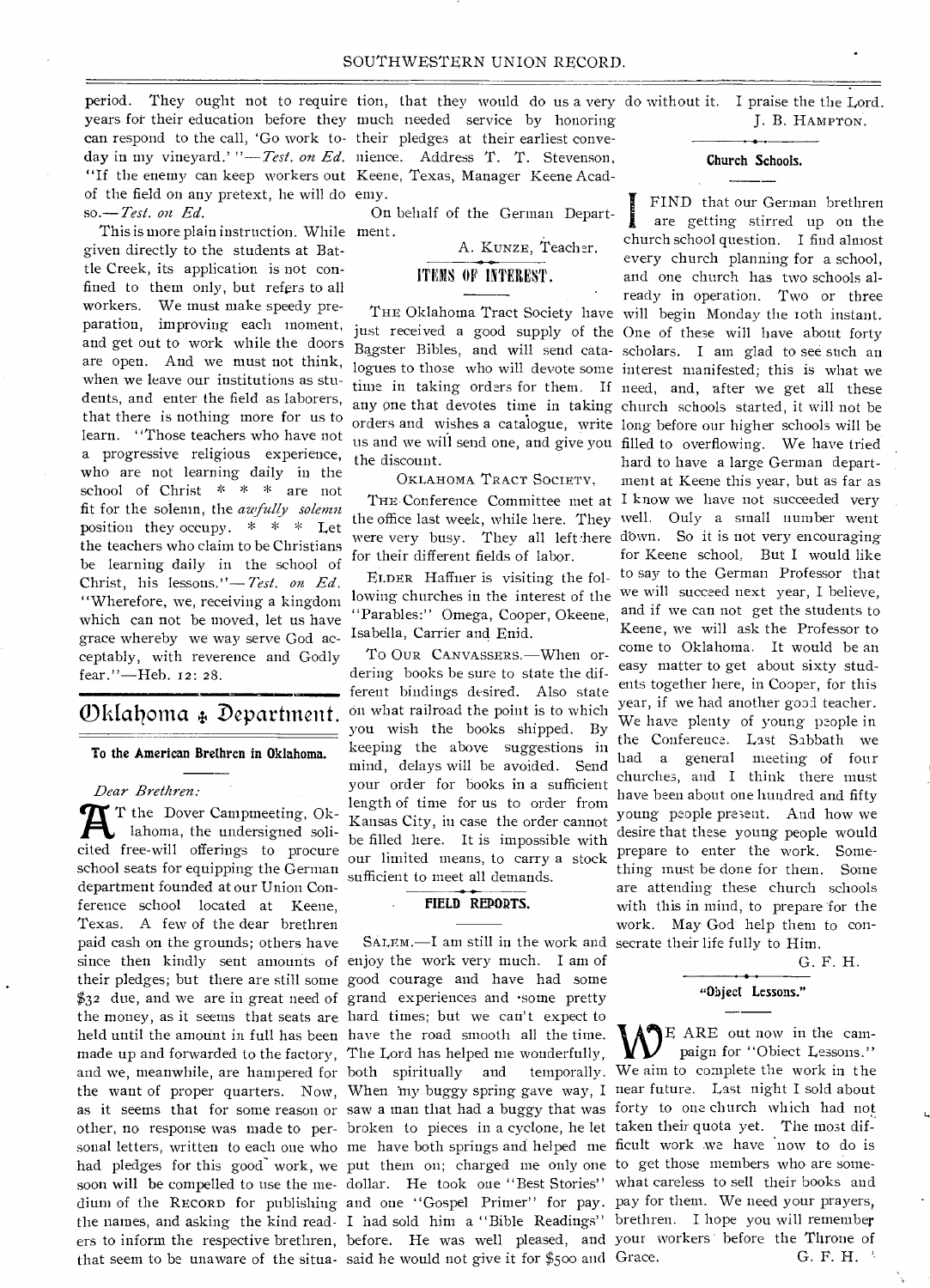period. They ought not to require years for their education before they can respond to the call, 'Go work to-day in my vineyard.'"—*Test. on Ed.* "If the enemy can keep workers out of the field on any pretext, he will do so.—*Test. on Ed.*

This is more plain instruction. While given directly to the students at Battle Creek, its application is not confined to them only, but refers to all workers. We must make speedy preparation, improving each moment, and get out to work while the doors are open. And we must not think, when we leave our institutions as students, and enter the field as laborers, that there is nothing more for us to learn. "Those teachers who have not a progressive religious experience, who are not learning daily in the school of Christ * * * are not fit for the solemn, the *awfully solemn* position they occupy. * * * Let the teachers who claim to be Christians be learning daily in the school of Christ, his lessons."—*Test. on Ed.* "Wherefore, we, receiving a kingdom which can not be moved, let us have grace whereby we way serve God acceptably, with reverence and Godly fear."—Heb. 12: 28.

# Oklahoma Department.

### To the American Brethren in Oklahoma.

*Dear Brethren:*

At the Dover Campmeeting, Oklahoma, the undersigned solicited free-will offerings to procure school seats for equipping the German department founded at our Union Conference school located at Keene, Texas. A few of the dear brethren paid cash on the grounds; others have since then kindly sent amounts of their pledges; but there are still some $32 due, and we are in great need of the money, as it seems that seats are held until the amount in full has been made up and forwarded to the factory, and we, meanwhile, are hampered for the want of proper quarters. Now, as it seems that for some reason or other, no response was made to personal letters, written to each one who had pledges for this good work, we soon will be compelled to use the medium of the RECORD for publishing the names, and asking the kind readers to inform the respective brethren, that seem to be unaware of the situation, that they would do us a very much needed service by honoring their pledges at their earliest convenience. Address T. T. Stevenson, Keene, Texas, Manager Keene Academy.

On behalf of the German Department.

A. KUNZE, Teacher.

## ITEMS OF INTEREST.

THE Oklahoma Tract Society have just received a good supply of the Bagster Bibles, and will send catalogues to those who will devote some time in taking orders for them. If any one that devotes time in taking orders and wishes a catalogue, write us and we will send one, and give you the discount.

OKLAHOMA TRACT SOCIETY.

THE Conference Committee met at the office last week, while here. They were very busy. They all left here for their different fields of labor.

ELDER Haffner is visiting the following churches in the interest of the "Parables:" Omega, Cooper, Okeene, Isabella, Carrier and Enid.

TO OUR CANVASSERS.—When ordering books be sure to state the different bindings desired. Also state on what railroad the point is to which you wish the books shipped. By keeping the above suggestions in mind, delays will be avoided. Send your order for books in a sufficient length of time for us to order from Kansas City, in case the order cannot be filled here. It is impossible with our limited means, to carry a stock sufficient to meet all demands.

## FIELD REPORTS.

SALEM.—I am still in the work and enjoy the work very much. I am of good courage and have had some grand experiences and some pretty hard times; but we can't expect to have the road smooth all the time. The Lord has helped me wonderfully, both spiritually and temporally. When my buggy spring gave way, I saw a man that had a buggy that was broken to pieces in a cyclone, he let me have both springs and helped me put them on; charged me only one dollar. He took one "Best Stories" and one "Gospel Primer" for pay. I had sold him a "Bible Readings" before. He was well pleased, and said he would not give it for $500 and do without it. I praise the the Lord.

J. B. HAMPTON.

### Church Schools.

I FIND that our German brethren are getting stirred up on the church school question. I find almost every church planning for a school, and one church has two schools already in operation. Two or three will begin Monday the 10th instant. One of these will have about forty scholars. I am glad to see such an interest manifested; this is what we need, and, after we get all these church schools started, it will not be long before our higher schools will be filled to overflowing. We have tried hard to have a large German department at Keene this year, but as far as I know we have not succeeded very well. Only a small number went down. So it is not very encouraging for Keene school. But I would like to say to the German Professor that we will succeed next year, I believe, and if we can not get the students to Keene, we will ask the Professor to come to Oklahoma. It would be an easy matter to get about sixty students together here, in Cooper, for this year, if we had another good teacher. We have plenty of young people in the Conference. Last Sabbath we had a general meeting of four churches, and I think there must have been about one hundred and fifty young people present. And how we desire that these young people would prepare to enter the work. Something must be done for them. Some are attending these church schools with this in mind, to prepare for the work. May God help them to consecrate their life fully to Him.

G. F. H.

### "Object Lessons."

WE ARE out now in the campaign for "Object Lessons." We aim to complete the work in the near future. Last night I sold about forty to one church which had not taken their quota yet. The most difficult work we have now to do is to get those members who are somewhat careless to sell their books and pay for them. We need your prayers, brethren. I hope you will remember your workers before the Throne of Grace.

G. F. H.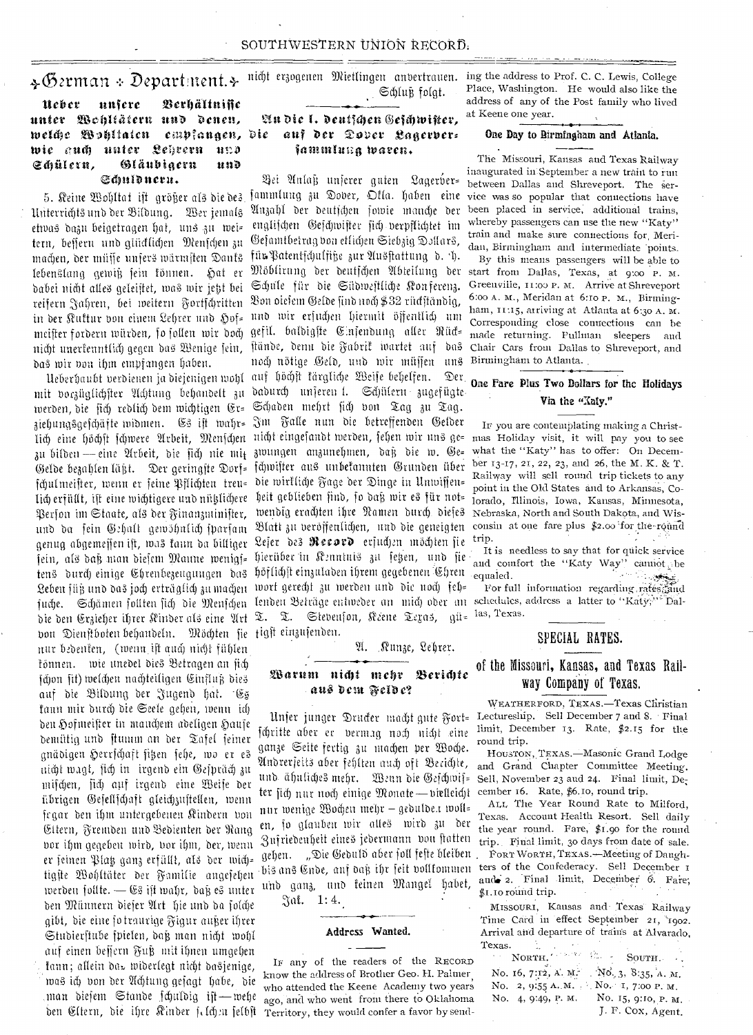## German Department.

### Ueber unsere Verhältnisse unter Wohltätern und denen, welche Wohltaten empfangen, wie auch unter Lehrern und Schülern, Gläubigern und Schuldnern.

5. Keine Wohltat ist größer als die des Unterrichts und der Bildung. Wer jemals etwas dazu beigetragen hat, uns zu weitern, bessern und glücklichen Menschen zu machen, der müsse unsers wärmsten Danks lebenslang gewiß sein können. Hat er dabei nicht alles geleistet, was wir jetzt bei reifern Jahren, bei weitern Fortschritten in der Kultur von einem Lehrer und Hofmeister fordern würden, so sollen wir doch nicht unerkenntlich gegen das Wenige sein, das wir von ihm empfangen haben.

Ueberhaupt verdienen ja diejenigen wohl mit vorzüglichster Achtung behandelt zu werden, die sich redlich dem wichtigen Erziehungsgeschäfte widmen. Es ist wahrlich eine höchst schwere Arbeit, Menschen zu bilden — eine Arbeit, die sich nie mit Gelde bezahlen läßt. Der geringste Dorfschulmeister, wenn er seine Pflichten treulich erfüllt, ist eine wichtigere und nützlichere Person im Staate, als der Finanzminister, und da sein Gehalt gewöhnlich sparsam genug abgemessen ist, was kann da billiger sein, als daß man diesem Manne wenigstens durch einige Ehrenbezeugungen das Leben süß und das Joch erträglich zu machen suche. Schämen sollten sich die Menschen die den Erzieher ihrer Kinder als eine Art von Dienstboten behandeln. Möchten sie nur bedenken, (wenn ist auch nicht fühlen können. wie unedel dies Betragen an sich schon ist) welchen nachteiligen Einfluß dies auf die Bildung der Jugend hat. Es kann mir durch die Seele gehen, wenn ich den Hofmeister in manchem adeligen Hause demütig und stumm an der Tafel seiner gnädigen Herrschaft sitzen sehe, wo er es nicht wagt, sich in irgend ein Gespräch zu mischen, sich auf irgend eine Weise der übrigen Gesellschaft gleichzustellen, wenn sogar den ihm untergebenen Kindern von Eltern, Fremden und Bedienten der Rang vor ihm gegeben wird, vor ihm, der, wenn er seinen Platz ganz erfüllt, als der wichtigste Wohltäter der Familie angesehen werden sollte. — Es ist wahr, daß es unter den Männern dieser Art hie und da solche gibt, die eine so traurige Figur außer ihrer Studierstube spielen, daß man nicht wohl auf einen bessern Fuß mit ihnen umgehen kann; allein das widerlegt nicht dasjenige, was ich von der Achtung gesagt habe, die man diesem Stande schuldig ist — wehe den Eltern, die ihre Kinder solchen selbst nicht erzogenen Mietlingen anvertrauen.

Schluß folgt.

### An die l. deutschen Geschwister, die auf der Dover Lagerversammlung waren.

Bei Anlaß unserer guten Lagerversammlung zu Dover, Okla. haben eine Anzahl der deutschen sowie manche der englischen Geschwister sich verpflichtet im Gesamtbetrag von etlichen Siebzig Dollars, für Patentschulsitze zur Ausstattung d. h. Möblirung der deutschen Abteilung der Schule für die Südwestliche Konferenz. Von diesem Gelde sind noch $32 rückständig, und wir ersuchen hiermit öffentlich um gefl. baldigste Einsendung aller Rückstände, denn die Fabrik wartet auf das noch nötige Geld, und wir müssen uns auf höchst kärgliche Weise behelfen. Der dadurch unseren l. Schülern zugefügte Schaden mehrt sich von Tag zu Tag. Im Falle nun die betreffenden Gelder nicht eingesandt werden, sehen wir uns gezwungen anzunehmen, daß die w. Geschwister aus unbekannten Gründen über die wirkliche Lage der Dinge in Unwissenheit geblieben sind, so daß wir es für notwendig erachten ihre Namen durch dieses Blatt zu veröffentlichen, und die geneigten Leser des **Record** ersuchen möchten sie hierüber in Kenntnis zu setzen, und sie höflichst einzuladen ihrem gegebenen Ehrenwort gerecht zu werden und die noch fehlenden Beträge entweder an mich oder an T. T. Stevenson, Keene Texas, gütigst einzusenden.

A. Kunze, Lehrer.

### Warum nicht mehr Berichte aus dem Felde?

Unser junger Drucker macht gute Fortschritte aber er vermag noch nicht eine ganze Seite fertig zu machen per Woche. Andrerseits aber fehlten auch oft Berichte, und ähnliches mehr. Wenn die Geschwister sich nur noch einige Monate — vielleicht nur wenige Wochen mehr – geduldet wollen, so glauben wir alles wird zu der Zufriedenheit eines jedermann von statten gehen. „Die Geduld aber soll feste bleiben bis ans Ende, auf daß ihr seit vollkommen und ganz, und keinen Mangel habet, Jak. 1:4.

### Address Wanted.

If any of the readers of the RECORD know the address of Brother Geo. H. Palmer, who attended the Keene Academy two years ago, and who went from there to Oklahoma Territory, they would confer a favor by sending the address to Prof. C. C. Lewis, College Place, Washington. He would also like the address of any of the Post family who lived at Keene one year.

### One Day to Birmingham and Atlanta.

The Missouri, Kansas and Texas Railway inaugurated in September a new train to run between Dallas and Shreveport. The service was so popular that connections have been placed in service, additional trains, whereby passengers can use the new "Katy" train and make sure connections for, Meridan, Birmingham and intermediate points.

By this means passengers will be able to start from Dallas, Texas, at 9:00 P. M. Greenville, 11:00 P. M. Arrive at Shreveport 6:00 A. M., Meridan at 6:10 P. M., Birmingham, 11:15, arriving at Atlanta at 6:30 A. M. Corresponding close connections can be made returning. Pullman sleepers and Chair Cars from Dallas to Shreveport, and Birmingham to Atlanta.

### One Fare Plus Two Dollars for the Holidays Via the "Katy."

If you are contemplating making a Christmas Holiday visit, it will pay you to see what the "Katy" has to offer: On December 13-17, 21, 22, 23, and 26, the M. K. & T. Railway will sell round trip tickets to any point in the Old States and to Arkansas, Colorado, Illinois, Iowa, Kansas, Minnesota, Nebraska, North and South Dakota, and Wisconsin at one fare plus $2.00 for the round trip.

It is needless to say that for quick service and comfort the "Katy Way" cannot be equaled.

For full information regarding rates and schedules, address a latter to "Katy," Dallas, Texas.

## SPECIAL RATES.

### of the Missouri, Kansas, and Texas Railway Company of Texas.

WEATHERFORD, TEXAS.—Texas Christian Lectureship. Sell December 7 and 8. Final limit, December 13. Rate, $2.15 for the round trip.

HOUSTON, TEXAS.—Masonic Grand Lodge and Grand Chapter Committee Meeting. Sell, November 23 and 24. Final limit, December 16. Rate, $6.10, round trip.

ALL The Year Round Rate to Milford, Texas. Account Health Resort. Sell daily the year round. Fare, $1.90 for the round trip. Final limit, 30 days from date of sale.

FORT WORTH, TEXAS.—Meeting of Daughters of the Confederacy. Sell December 1 and 2. Final limit, December 6. Fare, $1.10 round trip.

MISSOURI, Kansas and Texas Railway Time Card in effect September 21, 1902. Arrival and departure of trains at Alvarado, Texas.

| NORTH. | SOUTH. |
|---|---|
| No. 16, 7:12, A. M. | No. 3, 8:35, A. M. |
| No. 2, 9:55 A. M. | No. 1, 7:00 P. M. |
| No. 4, 9:49, P. M. | No. 15, 9:10, P. M. |

J. F. COX, Agent.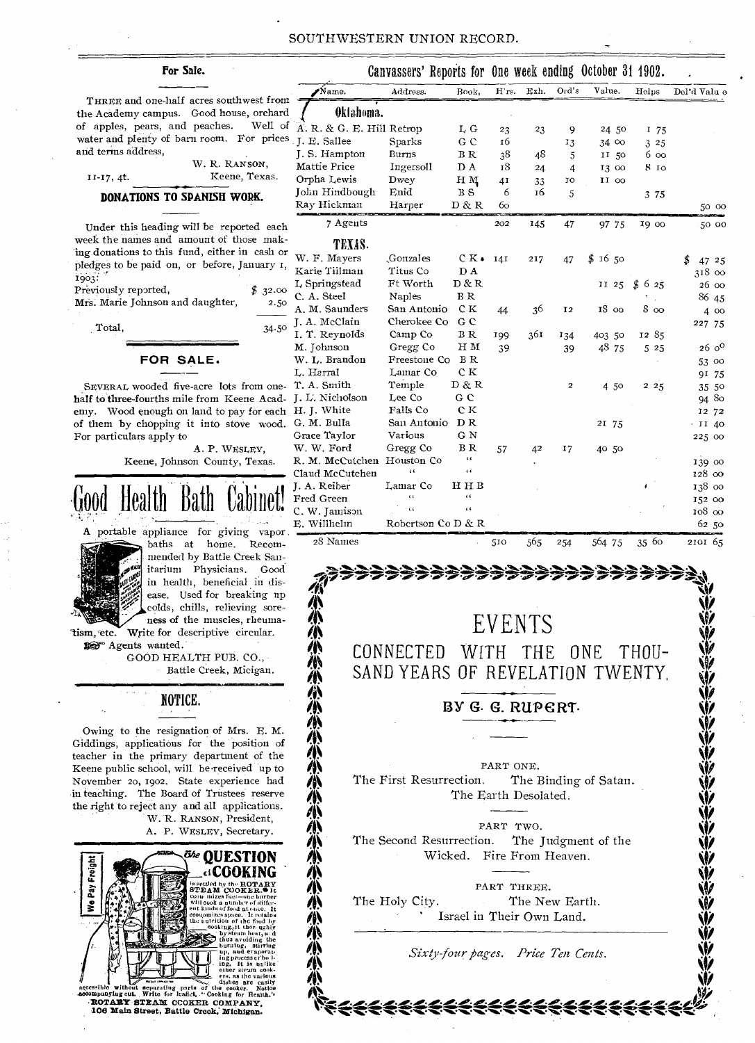## For Sale.

THREE and one-half acres southwest from the Academy campus. Good house, orchard of apples, pears, and peaches. Well of water and plenty of barn room. For prices and terms address,

W. R. RANSON,
Keene, Texas.

11-17, 4t.

## DONATIONS TO SPANISH WORK.

Under this heading will be reported each week the names and amount of those making donations to this fund, either in cash or pledges to be paid on, or before, January 1, 1903:

| | |
|---|---|
| Previously reported, | $ 32.00 |
| Mrs. Marie Johnson and daughter, | 2.50 |
| Total, | 34.50 |

## FOR SALE.

SEVERAL wooded five-acre lots from one-half to three-fourths mile from Keene Academy. Wood enough on land to pay for each of them by chopping it into stove wood. For particulars apply to

A. P. WESLEY,
Keene, Johnson County, Texas.

# Good Health Bath Cabinet!

A portable appliance for giving vapor baths at home. Recommended by Battle Creek Sanitarium Physicians. Good in health, beneficial in disease. Used for breaking up colds, chills, relieving soreness of the muscles, rheumatism, etc. Write for descriptive circular.

Agents wanted.

GOOD HEALTH PUB. CO.,
Battle Creek, Micigan.

## NOTICE.

Owing to the resignation of Mrs. E. M. Giddings, applications for the position of teacher in the primary department of the Keene public school, will be received up to November 20, 1902. State experience had in teaching. The Board of Trustees reserve the right to reject any and all applications.

W. R. RANSON, President,
A. P. WESLEY, Secretary.

**The QUESTION of COOKING** is settled by the ROTARY STEAM COOKER. It economizes fuel—one burner will cook a number of different kinds of food at once. It economizes space. It retains the nutrition of the food by cooking it thoroughly by steam heat, and thus avoiding the burning, stirring up, and evaporating process of boiling. It is unlike other steam cookers, as the various dishes are easily accessible without separating parts of the cooker. Notice accompanying cut. Write for leaflet, "Cooking for Health."

We Pay Freight

ROTARY STEAM COOKER COMPANY,
106 Main Street, Battle Creek, Michigan.

## Canvassers' Reports for One week ending October 31 1902.

| Name. | Address. | Book, | H'rs. | Exh. | Ord's | Value. | Helps | Del'd Value |
|---|---|---|---|---|---|---|---|---|
| **Oklahoma.** | | | | | | | | |
| A. R. & G. E. Hill | Retrop | L G | 23 | 23 | 9 | 24 50 | 1 75 | |
| J. E. Sallee | Sparks | G C | 16 | | 13 | 34 00 | 3 25 | |
| J. S. Hampton | Burns | B R | 38 | 48 | 5 | 11 50 | 6 00 | |
| Mattie Price | Ingersoll | D A | 18 | 24 | 4 | 13 00 | 8 10 | |
| Orpha Lewis | Dwey | H M | 41 | 33 | 10 | 11 00 | | |
| John Hindbough | Enid | B S | 6 | 16 | 5 | | 3 75 | |
| Ray Hickman | Harper | D & R | 60 | | | | | 50 00 |
| 7 Agents | | | 202 | 145 | 47 | 97 75 | 19 00 | 50 00 |
| **TEXAS.** | | | | | | | | |
| W. F. Mayers | Gonzales | C K | 141 | 217 | 47 | $ 16 50 | | $ 47 25 |
| Karie Tiilman | Titus Co | D A | | | | | | 318 00 |
| L Springstead | Ft Worth | D & R | | | | 11 25 | $ 6 25 | 26 00 |
| C. A. Steel | Naples | B R | | | | | | 86 45 |
| A. M. Saunders | San Antonio | C K | 44 | 36 | 12 | 18 00 | 8 00 | 4 00 |
| J. A. McClain | Cherokee Co | G C | | | | | | 227 75 |
| I. T. Reynolds | Camp Co | B R | 199 | 361 | 134 | 403 50 | 12 85 | |
| M. Johnson | Gregg Co | H M | 39 | | 39 | 48 75 | 5 25 | 26 00 |
| W. L. Brandon | Freestone Co | B R | | | | | | 53 00 |
| L. Harral | Lamar Co | C K | | | | | | 91 75 |
| T. A. Smith | Temple | D & R | | | 2 | 4 50 | 2 25 | 35 50 |
| J. L. Nicholson | Lee Co | G C | | | | | | 94 80 |
| H. J. White | Falls Co | C K | | | | | | 12 72 |
| G. M. Bulla | San Antonio | D R | | | | 21 75 | | 11 40 |
| Grace Taylor | Various | G N | | | | | | 225 00 |
| W. W. Ford | Gregg Co | B R | 57 | 42 | 17 | 40 50 | | |
| R. M. McCutchen | Houston Co | " | | | | | | 139 00 |
| Claud McCutchen | " | " | | | | | | 128 00 |
| J. A. Reiber | Lamar Co | H H B | | | | | | 138 00 |
| Fred Green | " | " | | | | | | 152 00 |
| C. W. Jamison | " | " | | | | | | 108 00 |
| E. Willhelm | Robertson Co | D & R | | | | | | 62 50 |
| 28 Names | | | 510 | 565 | 254 | 564 75 | 35 60 | 2101 65 |

# EVENTS

## CONNECTED WITH THE ONE THOUSAND YEARS OF REVELATION TWENTY.

### BY G. G. RUPERT.

PART ONE.

The First Resurrection. The Binding of Satan. The Earth Desolated.

PART TWO.

The Second Resurrection. The Judgment of the Wicked. Fire From Heaven.

PART THREE.

The Holy City. The New Earth. Israel in Their Own Land.

*Sixty-four pages. Price Ten Cents.*